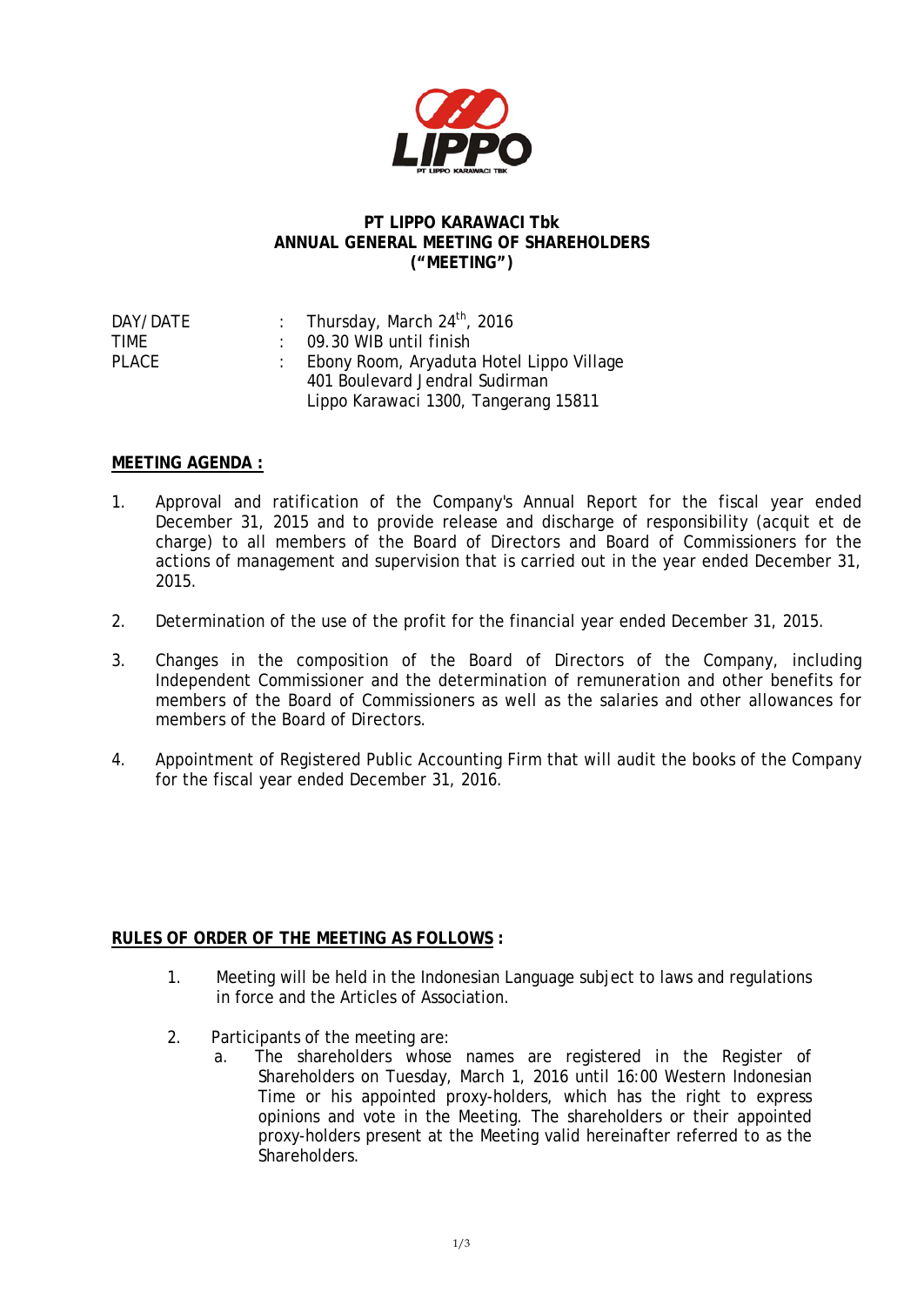**PT LIPPO KARAWACI Tbk**
**ANNUAL GENERAL MEETING OF SHAREHOLDERS**
**("MEETING")**

| | | |
|---|---|---|
| DAY/DATE | : | Thursday, March 24th, 2016 |
| TIME | : | 09.30 WIB until finish |
| PLACE | : | Ebony Room, Aryaduta Hotel Lippo Village<br>401 Boulevard Jendral Sudirman<br>Lippo Karawaci 1300, Tangerang 15811 |

**MEETING AGENDA :**

1. Approval and ratification of the Company's Annual Report for the fiscal year ended December 31, 2015 and to provide release and discharge of responsibility (acquit et de charge) to all members of the Board of Directors and Board of Commissioners for the actions of management and supervision that is carried out in the year ended December 31, 2015.

2. Determination of the use of the profit for the financial year ended December 31, 2015.

3. Changes in the composition of the Board of Directors of the Company, including Independent Commissioner and the determination of remuneration and other benefits for members of the Board of Commissioners as well as the salaries and other allowances for members of the Board of Directors.

4. Appointment of Registered Public Accounting Firm that will audit the books of the Company for the fiscal year ended December 31, 2016.

**RULES OF ORDER OF THE MEETING AS FOLLOWS :**

1. Meeting will be held in the Indonesian Language subject to laws and regulations in force and the Articles of Association.

2. Participants of the meeting are:
   a. The shareholders whose names are registered in the Register of Shareholders on Tuesday, March 1, 2016 until 16:00 Western Indonesian Time or his appointed proxy-holders, which has the right to express opinions and vote in the Meeting. The shareholders or their appointed proxy-holders present at the Meeting valid hereinafter referred to as the Shareholders.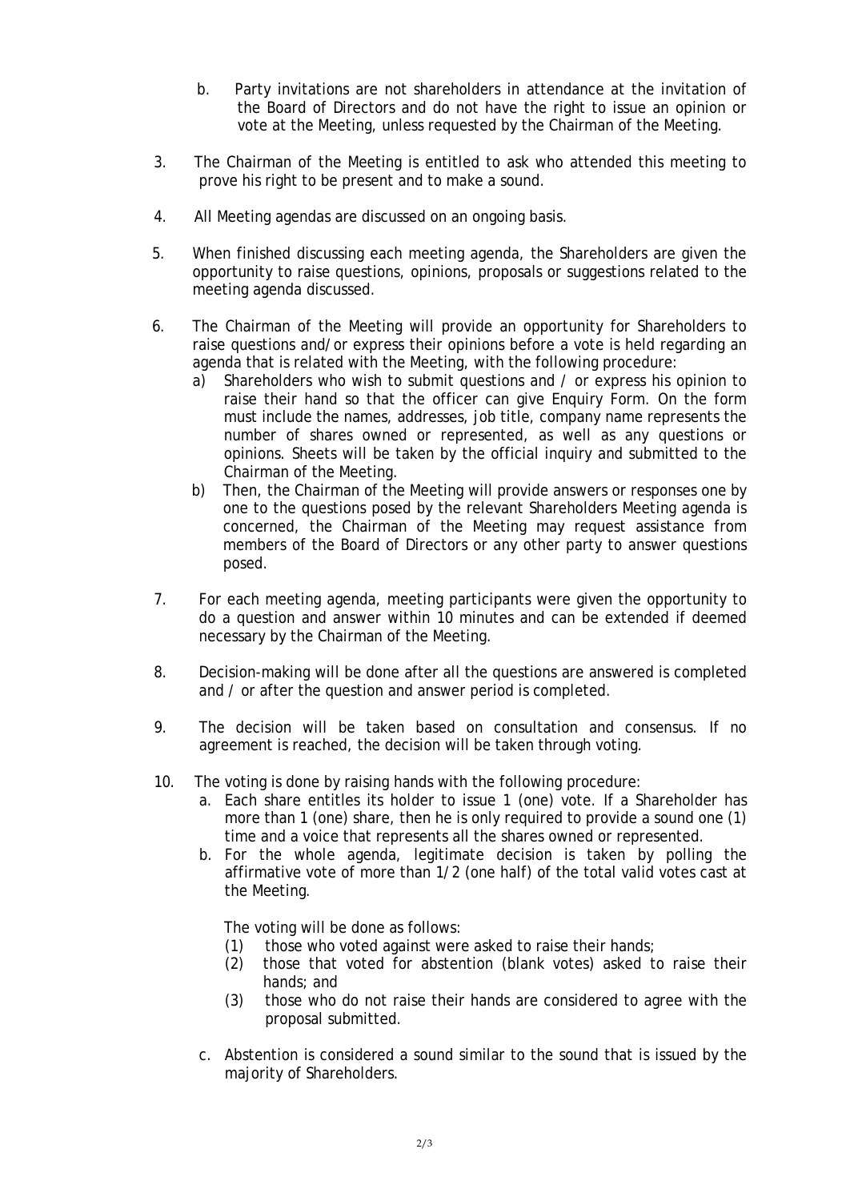b. Party invitations are not shareholders in attendance at the invitation of the Board of Directors and do not have the right to issue an opinion or vote at the Meeting, unless requested by the Chairman of the Meeting.

3. The Chairman of the Meeting is entitled to ask who attended this meeting to prove his right to be present and to make a sound.

4. All Meeting agendas are discussed on an ongoing basis.

5. When finished discussing each meeting agenda, the Shareholders are given the opportunity to raise questions, opinions, proposals or suggestions related to the meeting agenda discussed.

6. The Chairman of the Meeting will provide an opportunity for Shareholders to raise questions and/or express their opinions before a vote is held regarding an agenda that is related with the Meeting, with the following procedure:
   a) Shareholders who wish to submit questions and / or express his opinion to raise their hand so that the officer can give Enquiry Form. On the form must include the names, addresses, job title, company name represents the number of shares owned or represented, as well as any questions or opinions. Sheets will be taken by the official inquiry and submitted to the Chairman of the Meeting.
   b) Then, the Chairman of the Meeting will provide answers or responses one by one to the questions posed by the relevant Shareholders Meeting agenda is concerned, the Chairman of the Meeting may request assistance from members of the Board of Directors or any other party to answer questions posed.

7. For each meeting agenda, meeting participants were given the opportunity to do a question and answer within 10 minutes and can be extended if deemed necessary by the Chairman of the Meeting.

8. Decision-making will be done after all the questions are answered is completed and / or after the question and answer period is completed.

9. The decision will be taken based on consultation and consensus. If no agreement is reached, the decision will be taken through voting.

10. The voting is done by raising hands with the following procedure:
   a. Each share entitles its holder to issue 1 (one) vote. If a Shareholder has more than 1 (one) share, then he is only required to provide a sound one (1) time and a voice that represents all the shares owned or represented.
   b. For the whole agenda, legitimate decision is taken by polling the affirmative vote of more than 1/2 (one half) of the total valid votes cast at the Meeting.

      The voting will be done as follows:
      (1) those who voted against were asked to raise their hands;
      (2) those that voted for abstention (blank votes) asked to raise their hands; and
      (3) those who do not raise their hands are considered to agree with the proposal submitted.
   c. Abstention is considered a sound similar to the sound that is issued by the majority of Shareholders.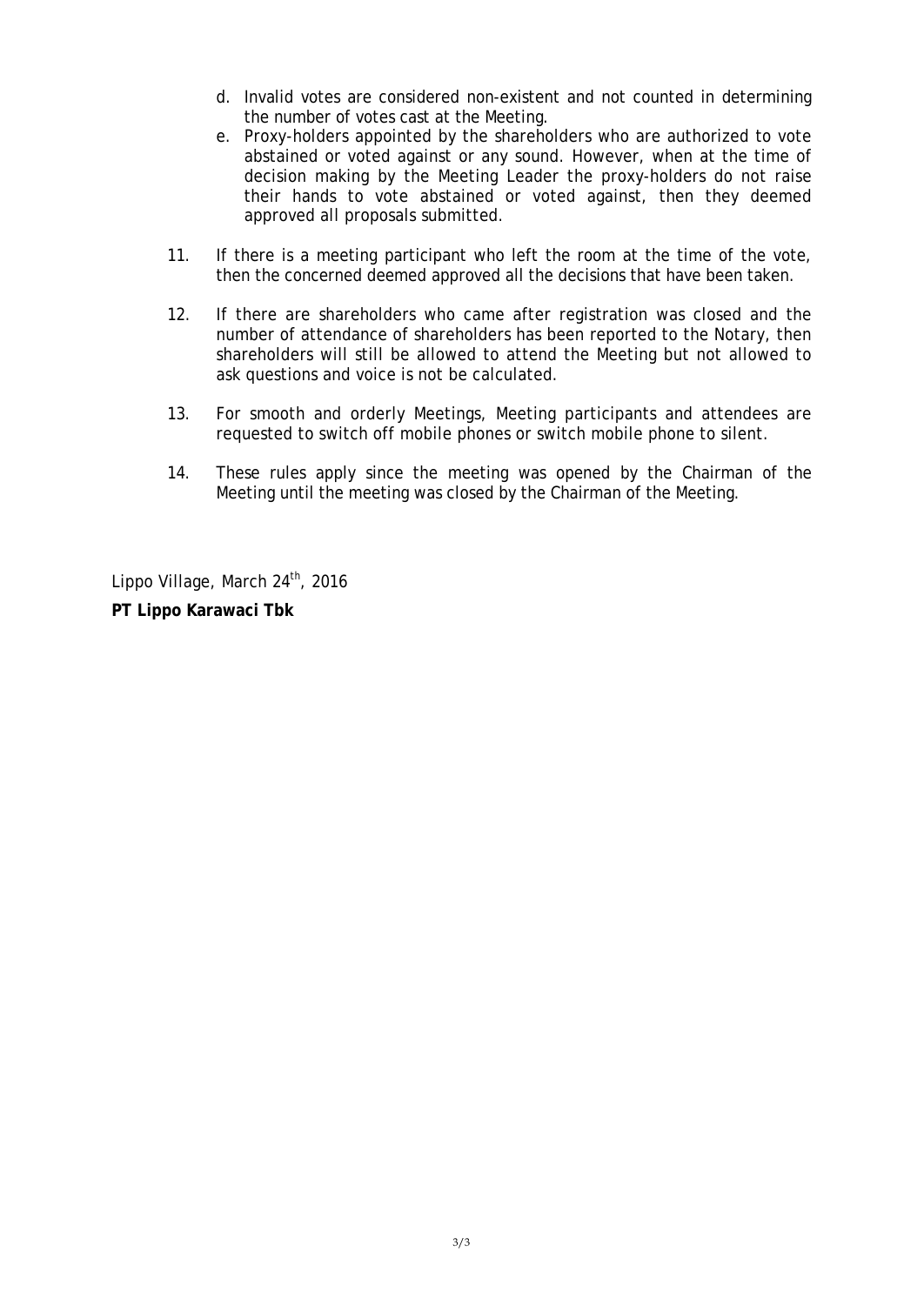d. Invalid votes are considered non-existent and not counted in determining the number of votes cast at the Meeting.

e. Proxy-holders appointed by the shareholders who are authorized to vote abstained or voted against or any sound. However, when at the time of decision making by the Meeting Leader the proxy-holders do not raise their hands to vote abstained or voted against, then they deemed approved all proposals submitted.

11. If there is a meeting participant who left the room at the time of the vote, then the concerned deemed approved all the decisions that have been taken.

12. If there are shareholders who came after registration was closed and the number of attendance of shareholders has been reported to the Notary, then shareholders will still be allowed to attend the Meeting but not allowed to ask questions and voice is not be calculated.

13. For smooth and orderly Meetings, Meeting participants and attendees are requested to switch off mobile phones or switch mobile phone to silent.

14. These rules apply since the meeting was opened by the Chairman of the Meeting until the meeting was closed by the Chairman of the Meeting.

*Lippo Village, March 24th, 2016*

**PT Lippo Karawaci Tbk**